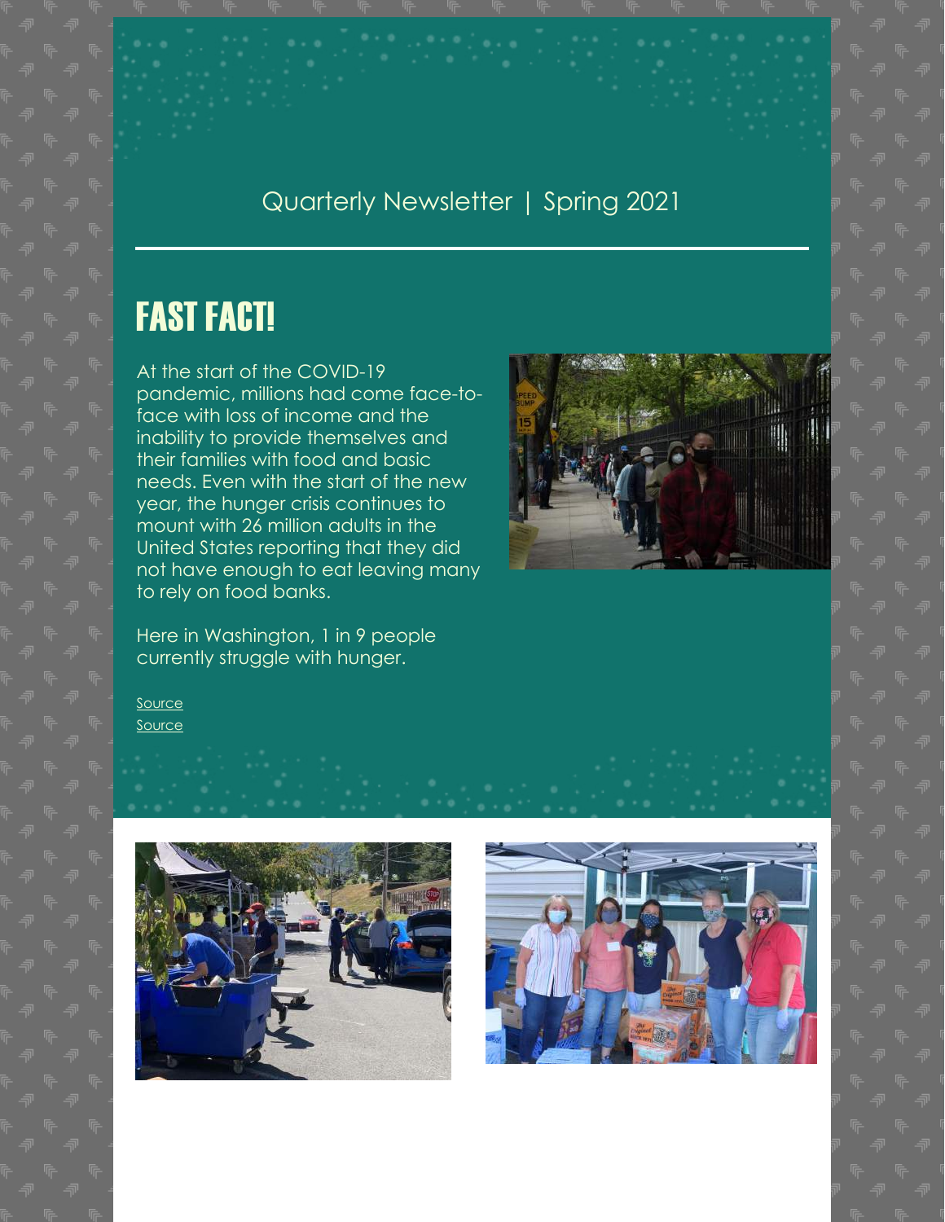Quarterly Newsletter | Spring 2021

# FAST FACT!

At the start of the COVID-19 pandemic, millions had come face-to-face with loss of income and the inability to provide themselves and their families with food and basic needs. Even with the start of the new year, the hunger crisis continues to mount with 26 million adults in the United States reporting that they did not have enough to eat leaving many to rely on food banks.

Here in Washington, 1 in 9 people currently struggle with hunger.

Source
Source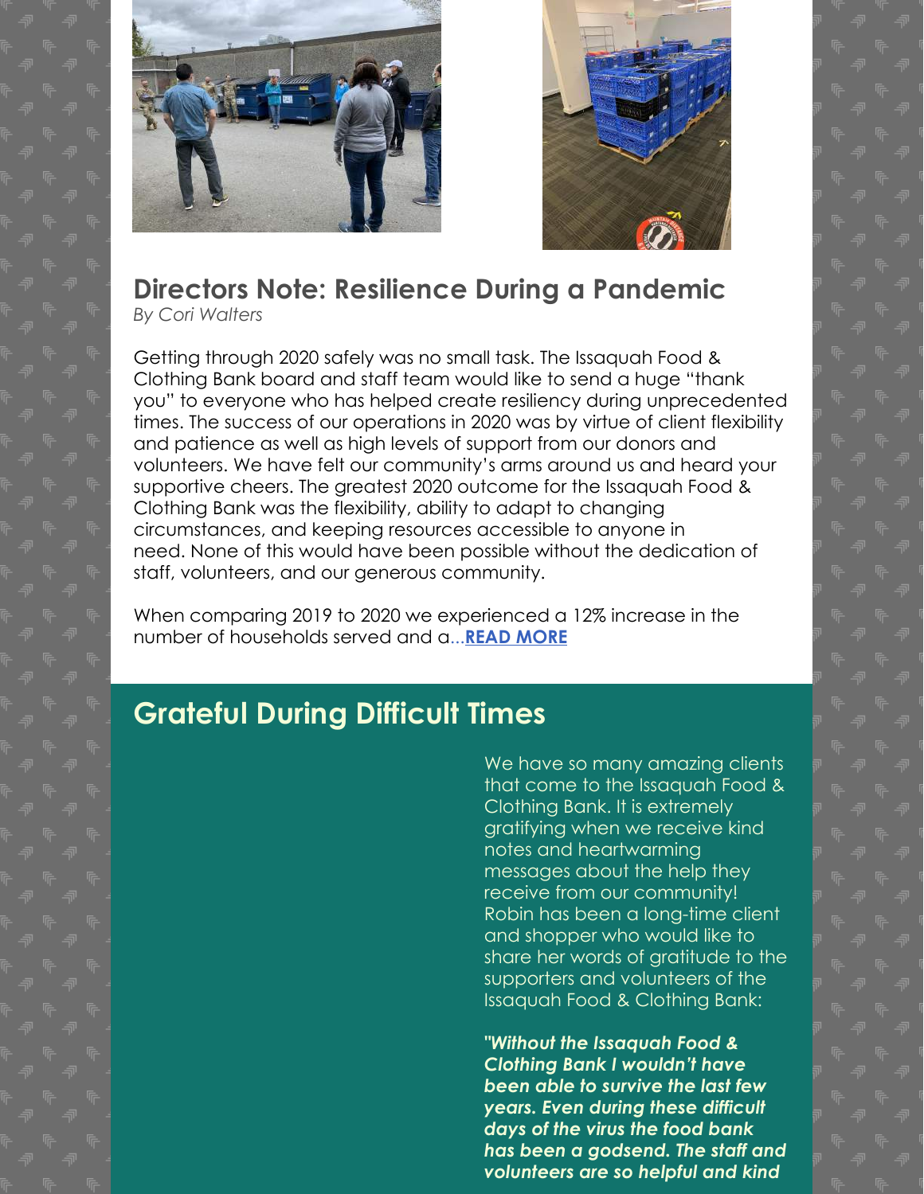## Directors Note: Resilience During a Pandemic

*By Cori Walters*

Getting through 2020 safely was no small task. The Issaquah Food & Clothing Bank board and staff team would like to send a huge "thank you" to everyone who has helped create resiliency during unprecedented times. The success of our operations in 2020 was by virtue of client flexibility and patience as well as high levels of support from our donors and volunteers. We have felt our community's arms around us and heard your supportive cheers. The greatest 2020 outcome for the Issaquah Food & Clothing Bank was the flexibility, ability to adapt to changing circumstances, and keeping resources accessible to anyone in need. None of this would have been possible without the dedication of staff, volunteers, and our generous community.

When comparing 2019 to 2020 we experienced a 12% increase in the number of households served and a...**READ MORE**

## Grateful During Difficult Times

We have so many amazing clients that come to the Issaquah Food & Clothing Bank. It is extremely gratifying when we receive kind notes and heartwarming messages about the help they receive from our community! Robin has been a long-time client and shopper who would like to share her words of gratitude to the supporters and volunteers of the Issaquah Food & Clothing Bank:

***"Without the Issaquah Food & Clothing Bank I wouldn't have been able to survive the last few years. Even during these difficult days of the virus the food bank has been a godsend. The staff and volunteers are so helpful and kind***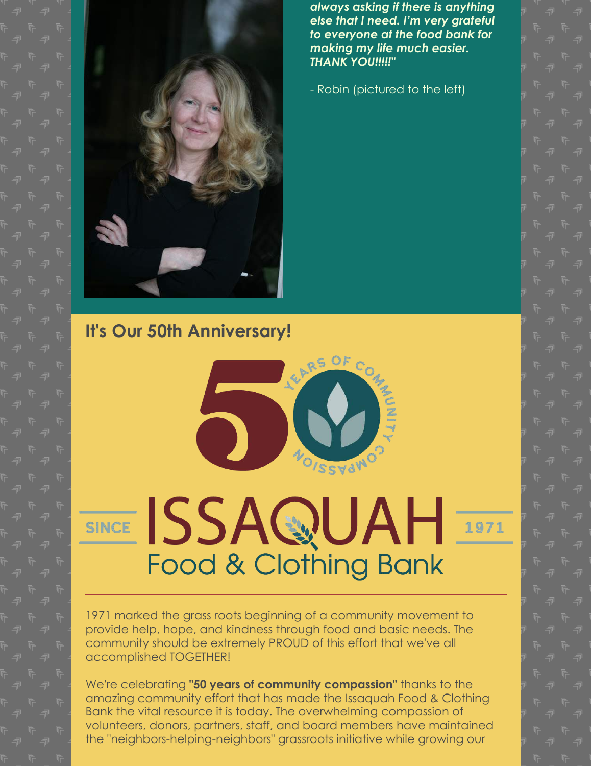***always asking if there is anything else that I need. I'm very grateful to everyone at the food bank for making my life much easier. THANK YOU!!!!!"***

- Robin (pictured to the left)

## It's Our 50th Anniversary!

50 YEARS OF COMMUNITY COMPASSION

SINCE ISSAQUAH Food & Clothing Bank 1971

1971 marked the grass roots beginning of a community movement to provide help, hope, and kindness through food and basic needs. The community should be extremely PROUD of this effort that we've all accomplished TOGETHER!

We're celebrating **"50 years of community compassion"** thanks to the amazing community effort that has made the Issaquah Food & Clothing Bank the vital resource it is today. The overwhelming compassion of volunteers, donors, partners, staff, and board members have maintained the "neighbors-helping-neighbors" grassroots initiative while growing our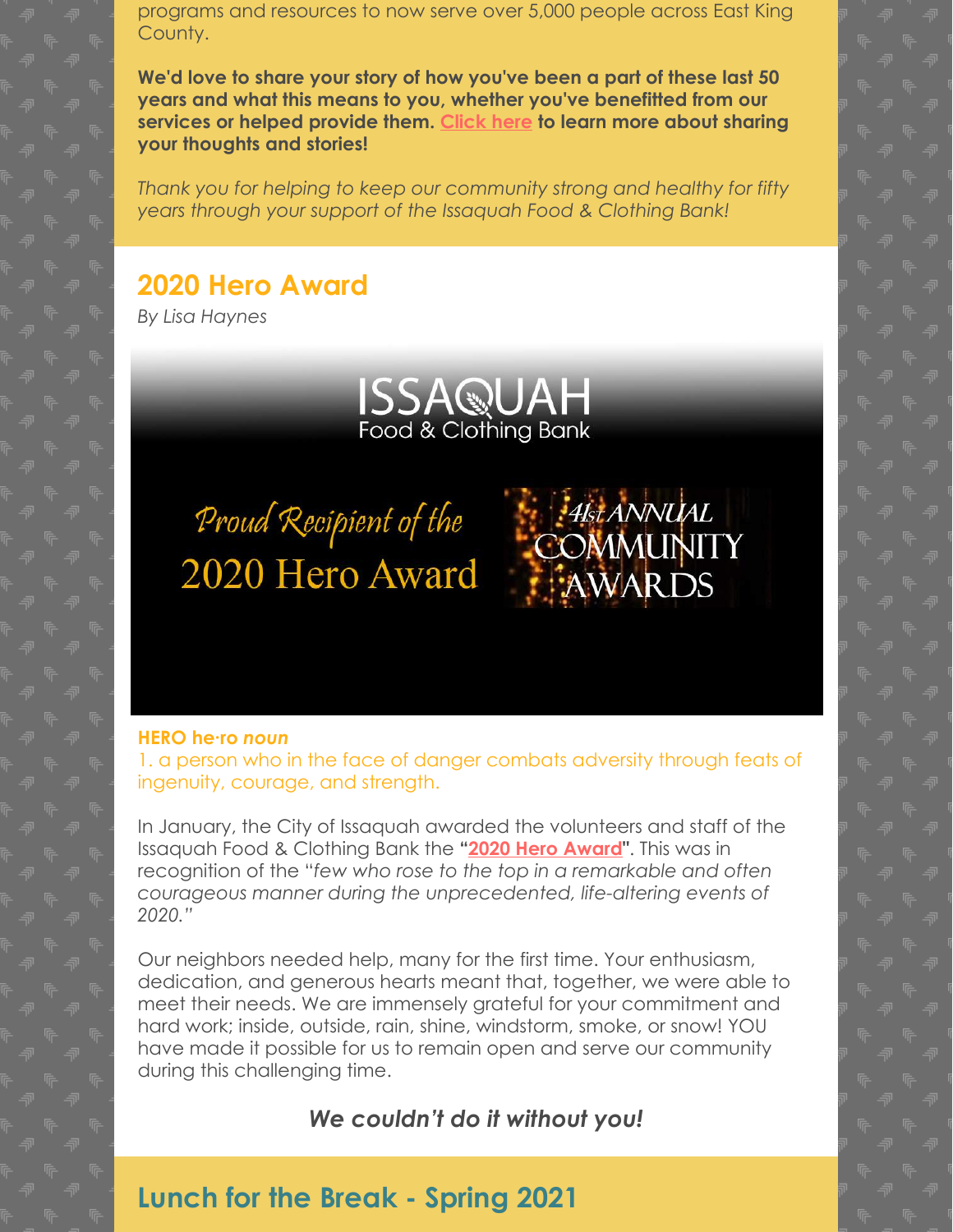programs and resources to now serve over 5,000 people across East King County.

**We'd love to share your story of how you've been a part of these last 50 years and what this means to you, whether you've benefitted from our services or helped provide them. Click here to learn more about sharing your thoughts and stories!**

*Thank you for helping to keep our community strong and healthy for fifty years through your support of the Issaquah Food & Clothing Bank!*

## 2020 Hero Award

*By Lisa Haynes*

ISSAQUAH Food & Clothing Bank

Proud Recipient of the 2020 Hero Award

41st ANNUAL COMMUNITY AWARDS

**HERO he·ro *noun***

1. a person who in the face of danger combats adversity through feats of ingenuity, courage, and strength.

In January, the City of Issaquah awarded the volunteers and staff of the Issaquah Food & Clothing Bank the **"2020 Hero Award"**. This was in recognition of the "*few who rose to the top in a remarkable and often courageous manner during the unprecedented, life-altering events of 2020.*"

Our neighbors needed help, many for the first time. Your enthusiasm, dedication, and generous hearts meant that, together, we were able to meet their needs. We are immensely grateful for your commitment and hard work; inside, outside, rain, shine, windstorm, smoke, or snow! YOU have made it possible for us to remain open and serve our community during this challenging time.

***We couldn't do it without you!***

## Lunch for the Break - Spring 2021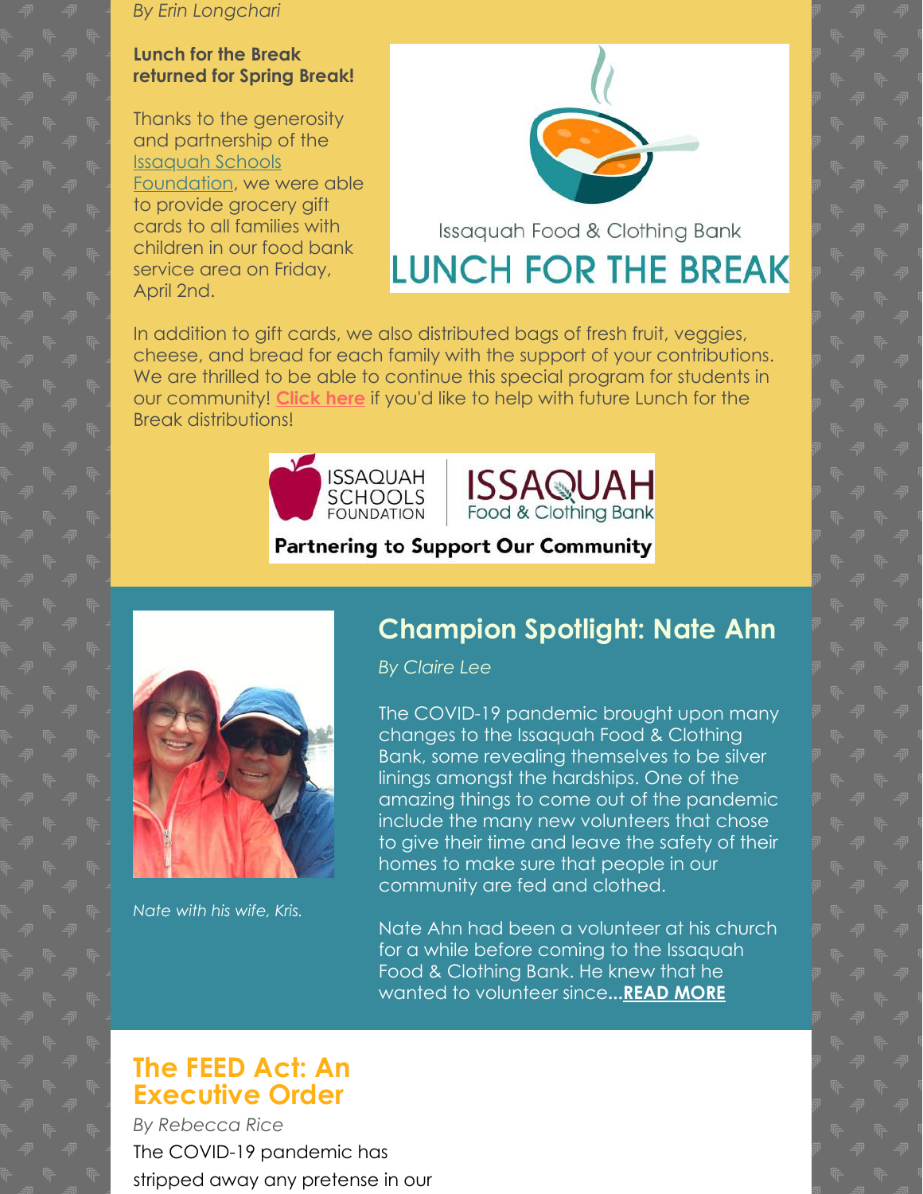*By Erin Longchari*

**Lunch for the Break returned for Spring Break!**

Thanks to the generosity and partnership of the Issaquah Schools Foundation, we were able to provide grocery gift cards to all families with children in our food bank service area on Friday, April 2nd.

Issaquah Food & Clothing Bank
LUNCH FOR THE BREAK

In addition to gift cards, we also distributed bags of fresh fruit, veggies, cheese, and bread for each family with the support of your contributions. We are thrilled to be able to continue this special program for students in our community! **Click here** if you'd like to help with future Lunch for the Break distributions!

ISSAQUAH SCHOOLS FOUNDATION | ISSAQUAH Food & Clothing Bank

**Partnering to Support Our Community**

## Champion Spotlight: Nate Ahn

*By Claire Lee*

*Nate with his wife, Kris.*

The COVID-19 pandemic brought upon many changes to the Issaquah Food & Clothing Bank, some revealing themselves to be silver linings amongst the hardships. One of the amazing things to come out of the pandemic include the many new volunteers that chose to give their time and leave the safety of their homes to make sure that people in our community are fed and clothed.

Nate Ahn had been a volunteer at his church for a while before coming to the Issaquah Food & Clothing Bank. He knew that he wanted to volunteer since**...READ MORE**

## The FEED Act: An Executive Order

*By Rebecca Rice*

The COVID-19 pandemic has stripped away any pretense in our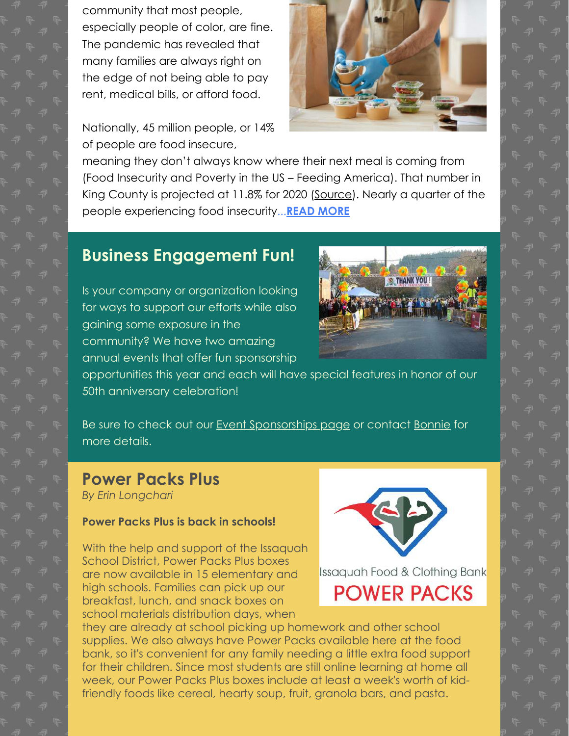community that most people, especially people of color, are fine. The pandemic has revealed that many families are always right on the edge of not being able to pay rent, medical bills, or afford food.

Nationally, 45 million people, or 14% of people are food insecure, meaning they don't always know where their next meal is coming from (Food Insecurity and Poverty in the US – Feeding America). That number in King County is projected at 11.8% for 2020 (Source). Nearly a quarter of the people experiencing food insecurity...**READ MORE**

## Business Engagement Fun!

Is your company or organization looking for ways to support our efforts while also gaining some exposure in the community? We have two amazing annual events that offer fun sponsorship opportunities this year and each will have special features in honor of our 50th anniversary celebration!

Be sure to check out our Event Sponsorships page or contact Bonnie for more details.

## Power Packs Plus

*By Erin Longchari*

**Power Packs Plus is back in schools!**

With the help and support of the Issaquah School District, Power Packs Plus boxes are now available in 15 elementary and high schools. Families can pick up our breakfast, lunch, and snack boxes on school materials distribution days, when they are already at school picking up homework and other school supplies. We also always have Power Packs available here at the food bank, so it's convenient for any family needing a little extra food support for their children. Since most students are still online learning at home all week, our Power Packs Plus boxes include at least a week's worth of kid-friendly foods like cereal, hearty soup, fruit, granola bars, and pasta.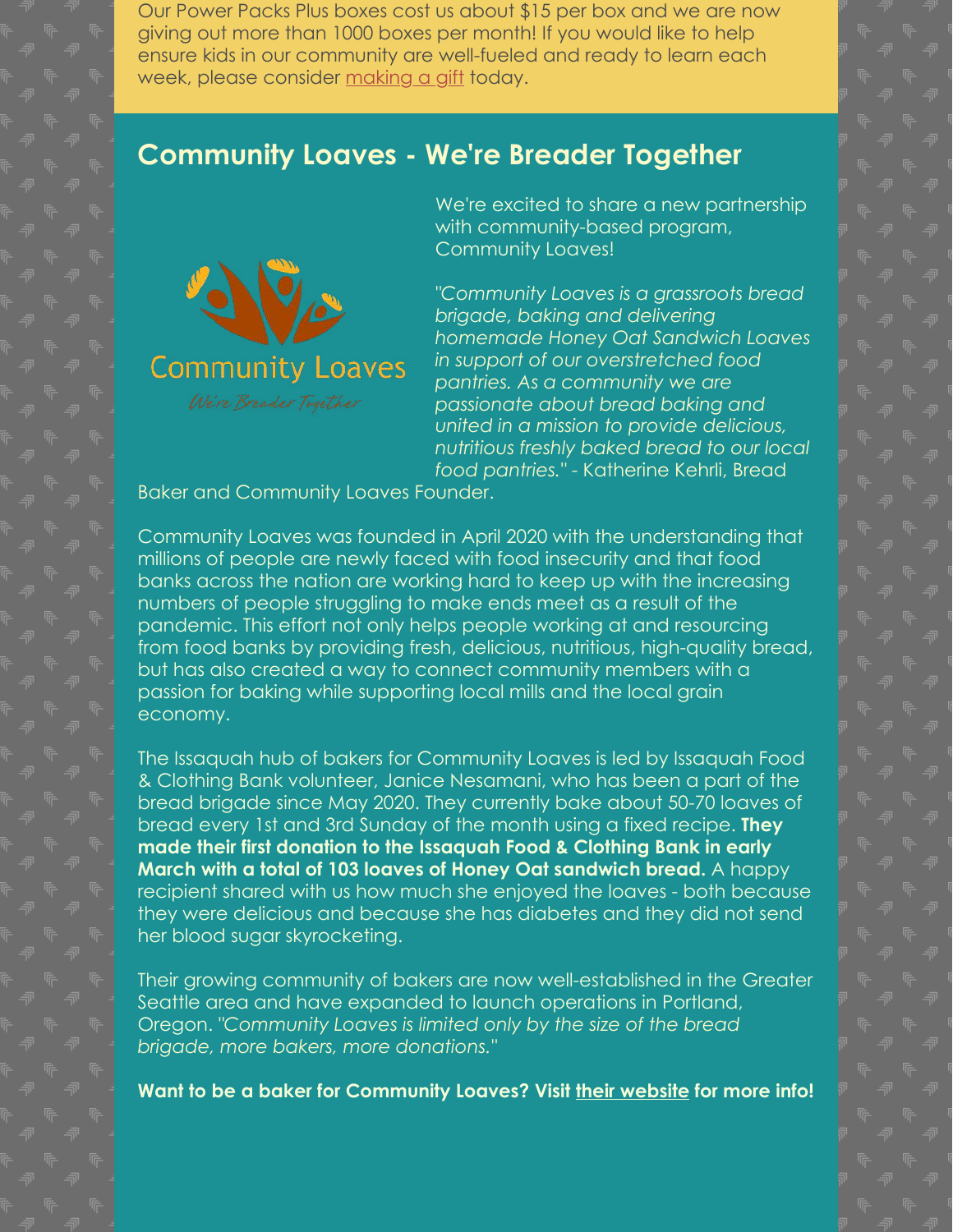Our Power Packs Plus boxes cost us about $15 per box and we are now giving out more than 1000 boxes per month! If you would like to help ensure kids in our community are well-fueled and ready to learn each week, please consider making a gift today.

## Community Loaves - We're Breader Together

Community Loaves

We're Breader Together

We're excited to share a new partnership with community-based program, Community Loaves!

*"Community Loaves is a grassroots bread brigade, baking and delivering homemade Honey Oat Sandwich Loaves in support of our overstretched food pantries. As a community we are passionate about bread baking and united in a mission to provide delicious, nutritious freshly baked bread to our local food pantries."* - Katherine Kehrli, Bread Baker and Community Loaves Founder.

Community Loaves was founded in April 2020 with the understanding that millions of people are newly faced with food insecurity and that food banks across the nation are working hard to keep up with the increasing numbers of people struggling to make ends meet as a result of the pandemic. This effort not only helps people working at and resourcing from food banks by providing fresh, delicious, nutritious, high-quality bread, but has also created a way to connect community members with a passion for baking while supporting local mills and the local grain economy.

The Issaquah hub of bakers for Community Loaves is led by Issaquah Food & Clothing Bank volunteer, Janice Nesamani, who has been a part of the bread brigade since May 2020. They currently bake about 50-70 loaves of bread every 1st and 3rd Sunday of the month using a fixed recipe. **They made their first donation to the Issaquah Food & Clothing Bank in early March with a total of 103 loaves of Honey Oat sandwich bread.** A happy recipient shared with us how much she enjoyed the loaves - both because they were delicious and because she has diabetes and they did not send her blood sugar skyrocketing.

Their growing community of bakers are now well-established in the Greater Seattle area and have expanded to launch operations in Portland, Oregon. *"Community Loaves is limited only by the size of the bread brigade, more bakers, more donations."*

**Want to be a baker for Community Loaves? Visit their website for more info!**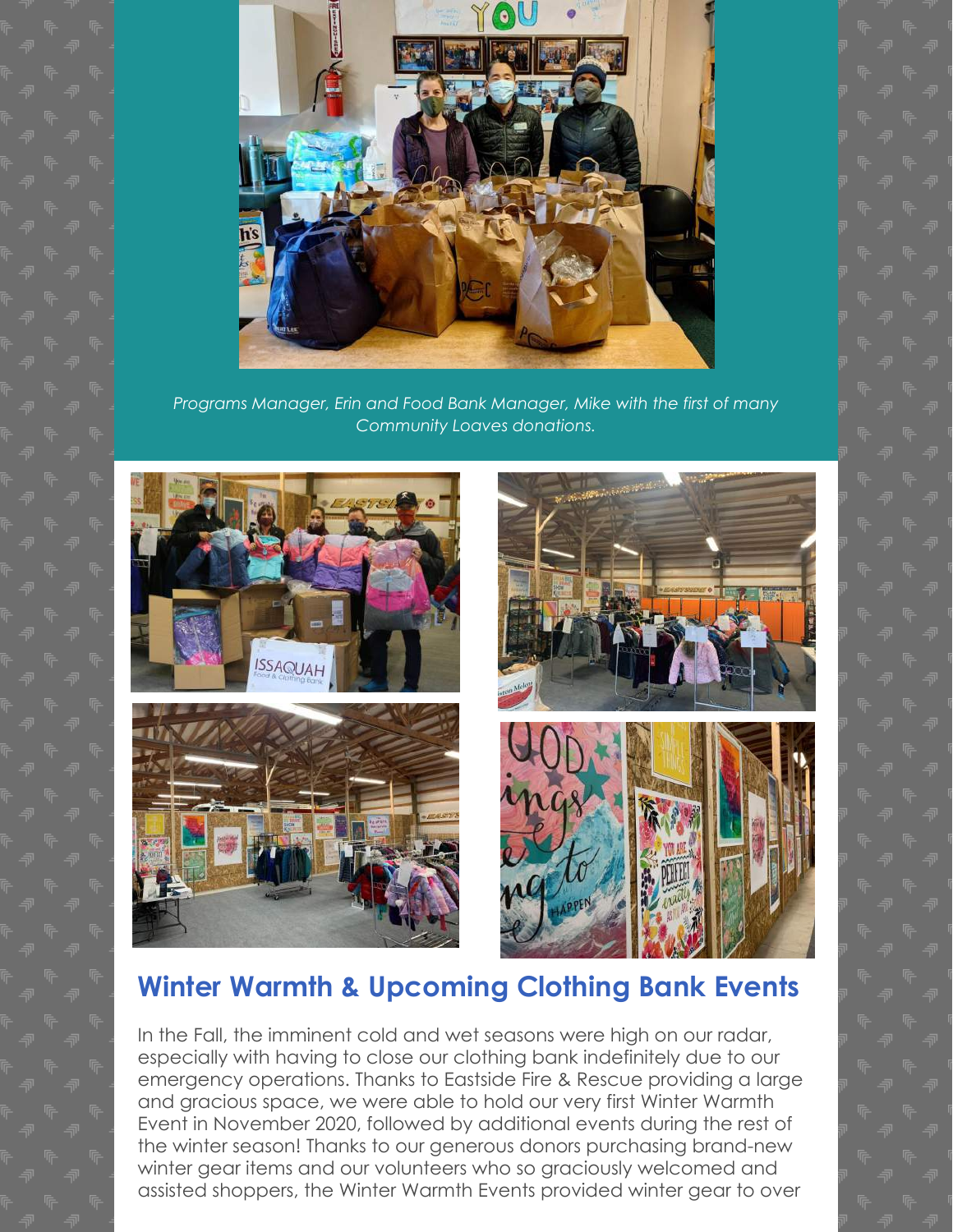*Programs Manager, Erin and Food Bank Manager, Mike with the first of many Community Loaves donations.*

## Winter Warmth & Upcoming Clothing Bank Events

In the Fall, the imminent cold and wet seasons were high on our radar, especially with having to close our clothing bank indefinitely due to our emergency operations. Thanks to Eastside Fire & Rescue providing a large and gracious space, we were able to hold our very first Winter Warmth Event in November 2020, followed by additional events during the rest of the winter season! Thanks to our generous donors purchasing brand-new winter gear items and our volunteers who so graciously welcomed and assisted shoppers, the Winter Warmth Events provided winter gear to over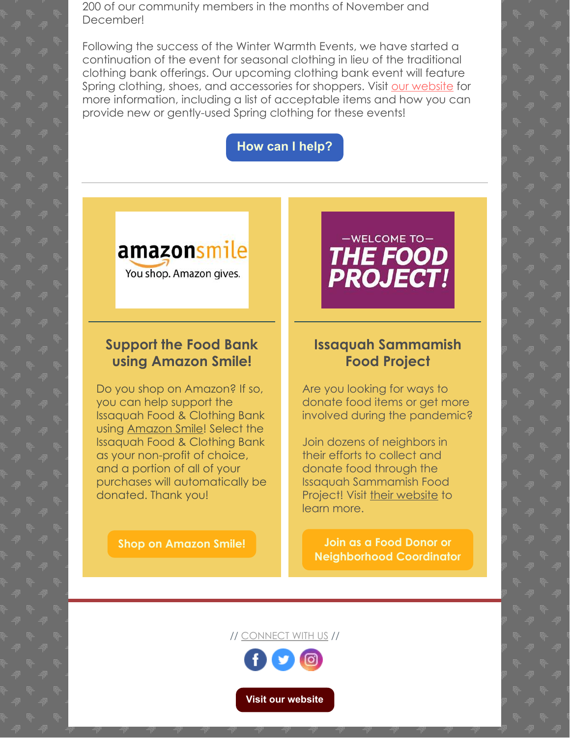200 of our community members in the months of November and December!

Following the success of the Winter Warmth Events, we have started a continuation of the event for seasonal clothing in lieu of the traditional clothing bank offerings. Our upcoming clothing bank event will feature Spring clothing, shoes, and accessories for shoppers. Visit our website for more information, including a list of acceptable items and how you can provide new or gently-used Spring clothing for these events!

**How can I help?**

---

amazonsmile
You shop. Amazon gives.

## Support the Food Bank using Amazon Smile!

Do you shop on Amazon? If so, you can help support the Issaquah Food & Clothing Bank using Amazon Smile! Select the Issaquah Food & Clothing Bank as your non-profit of choice, and a portion of all of your purchases will automatically be donated. Thank you!

**Shop on Amazon Smile!**

—WELCOME TO—
THE FOOD PROJECT!

## Issaquah Sammamish Food Project

Are you looking for ways to donate food items or get more involved during the pandemic?

Join dozens of neighbors in their efforts to collect and donate food through the Issaquah Sammamish Food Project! Visit their website to learn more.

**Join as a Food Donor or Neighborhood Coordinator**

---

// CONNECT WITH US //

**Visit our website**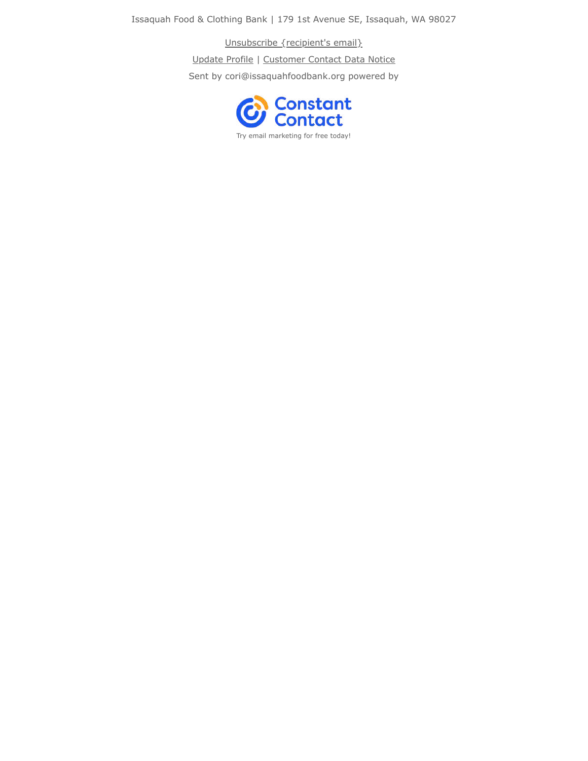Issaquah Food & Clothing Bank | 179 1st Avenue SE, Issaquah, WA 98027

Unsubscribe {recipient's email}

Update Profile | Customer Contact Data Notice

Sent by cori@issaquahfoodbank.org powered by

Constant Contact

Try email marketing for free today!